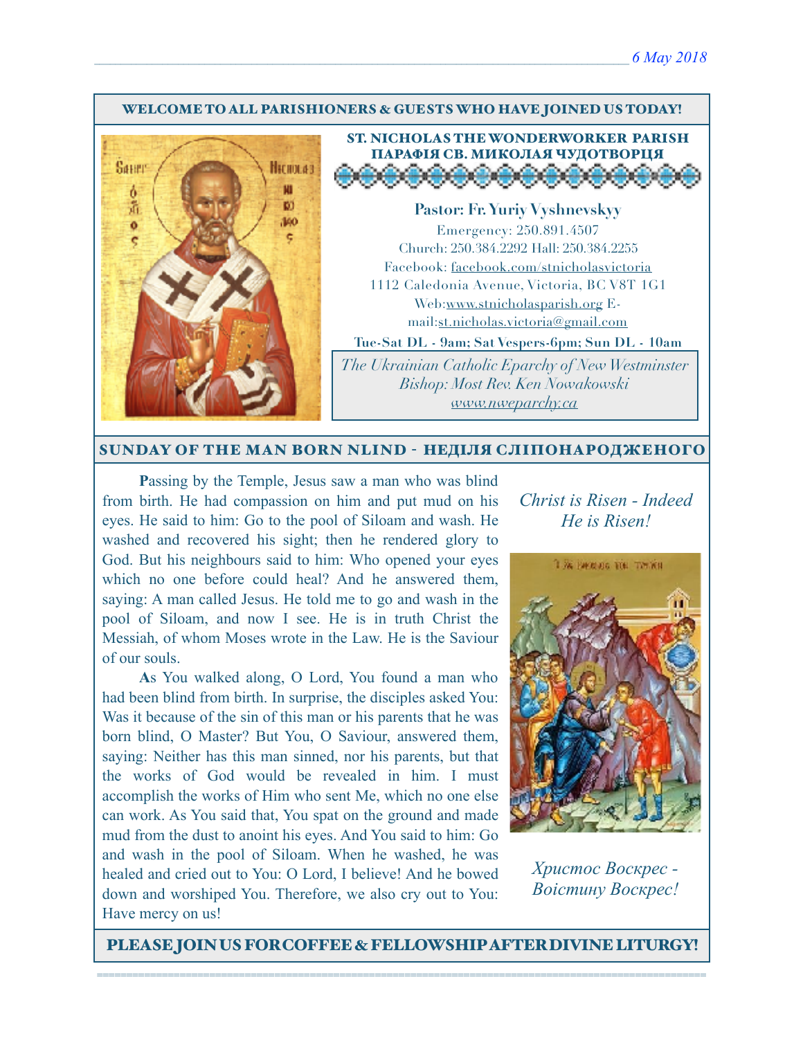*6 May 2018*

## WELCOME TO ALL PARISHIONERS & GUESTS WHO HAVE JOINED US TODAY!

### ST. NICHOLAS THE WONDERWORKER PARISH
### ПАРАФІЯ СВ. МИКОЛАЯ ЧУДОТВОРЦЯ

**Pastor: Fr. Yuriy Vyshnevskyy**

Emergency: 250.891.4507
Church: 250.384.2292 Hall: 250.384.2255
Facebook: facebook.com/stnicholasvictoria
1112 Caledonia Avenue, Victoria, BC V8T 1G1
Web:www.stnicholasparish.org E-mail:st.nicholas.victoria@gmail.com

**Tue-Sat DL - 9am; Sat Vespers-6pm; Sun DL - 10am**

*The Ukrainian Catholic Eparchy of New Westminster*
*Bishop: Most Rev. Ken Nowakowski*
*www.nweparchy.ca*

## SUNDAY OF THE MAN BORN NLIND - НЕДІЛЯ СЛІПОНАРОДЖЕНОГО

**P**assing by the Temple, Jesus saw a man who was blind from birth. He had compassion on him and put mud on his eyes. He said to him: Go to the pool of Siloam and wash. He washed and recovered his sight; then he rendered glory to God. But his neighbours said to him: Who opened your eyes which no one before could heal? And he answered them, saying: A man called Jesus. He told me to go and wash in the pool of Siloam, and now I see. He is in truth Christ the Messiah, of whom Moses wrote in the Law. He is the Saviour of our souls.

**A**s You walked along, O Lord, You found a man who had been blind from birth. In surprise, the disciples asked You: Was it because of the sin of this man or his parents that he was born blind, O Master? But You, O Saviour, answered them, saying: Neither has this man sinned, nor his parents, but that the works of God would be revealed in him. I must accomplish the works of Him who sent Me, which no one else can work. As You said that, You spat on the ground and made mud from the dust to anoint his eyes. And You said to him: Go and wash in the pool of Siloam. When he washed, he was healed and cried out to You: O Lord, I believe! And he bowed down and worshiped You. Therefore, we also cry out to You: Have mercy on us!

*Christ is Risen - Indeed He is Risen!*

*Христос Воскрес - Воістину Воскрес!*

## PLEASE JOIN US FOR COFFEE & FELLOWSHIP AFTER DIVINE LITURGY!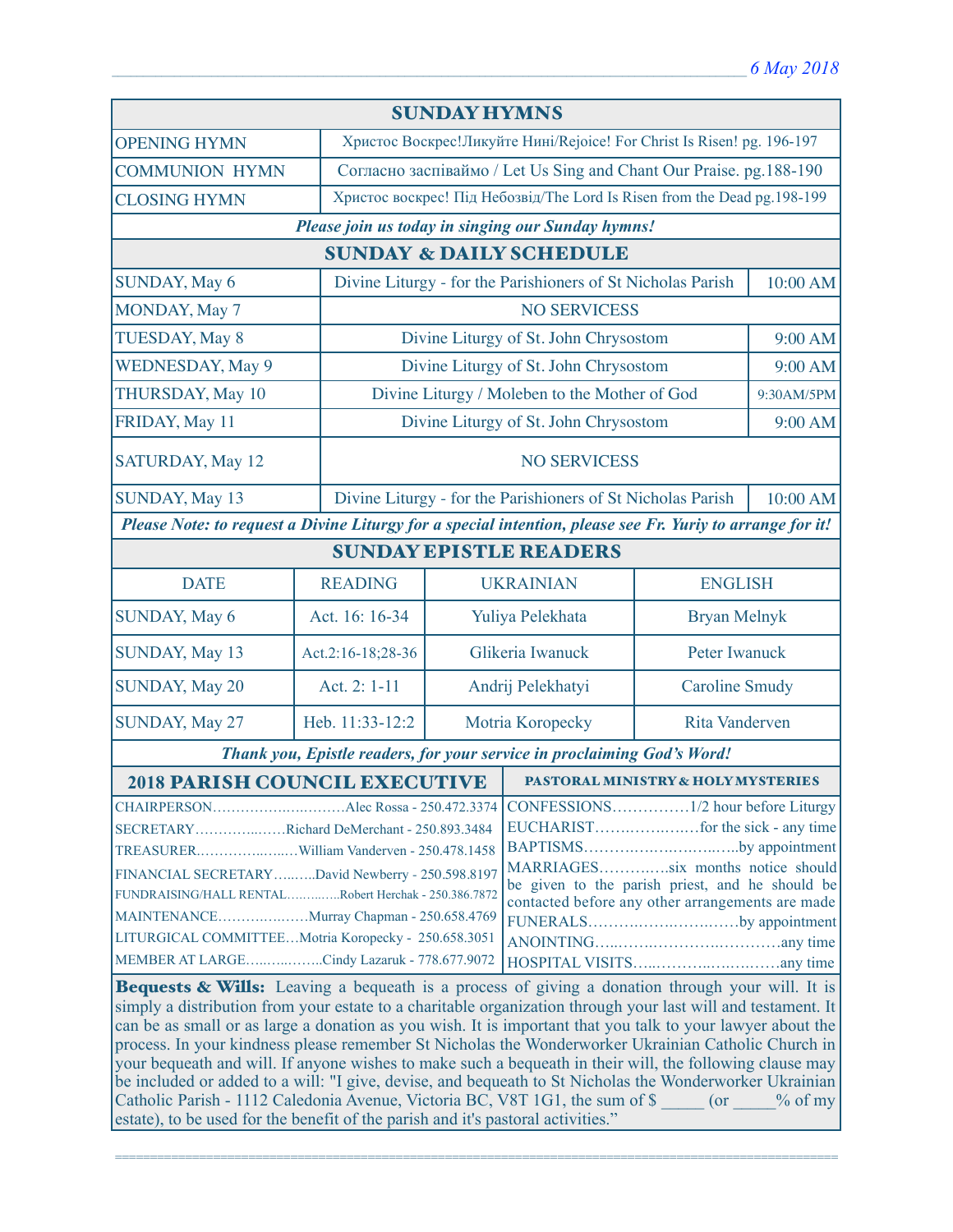## SUNDAY HYMNS

| | |
|---|---|
| OPENING HYMN | Христос Воскрес!Ликуйте Нині/Rejoice! For Christ Is Risen! pg. 196-197 |
| COMMUNION HYMN | Согласно заспіваймо / Let Us Sing and Chant Our Praise. pg.188-190 |
| CLOSING HYMN | Христос воскрес! Під Небозвід/The Lord Is Risen from the Dead pg.198-199 |

***Please join us today in singing our Sunday hymns!***

## SUNDAY & DAILY SCHEDULE

| | | |
|---|---|---|
| SUNDAY, May 6 | Divine Liturgy - for the Parishioners of St Nicholas Parish | 10:00 AM |
| MONDAY, May 7 | NO SERVICESS | |
| TUESDAY, May 8 | Divine Liturgy of St. John Chrysostom | 9:00 AM |
| WEDNESDAY, May 9 | Divine Liturgy of St. John Chrysostom | 9:00 AM |
| THURSDAY, May 10 | Divine Liturgy / Moleben to the Mother of God | 9:30AM/5PM |
| FRIDAY, May 11 | Divine Liturgy of St. John Chrysostom | 9:00 AM |
| SATURDAY, May 12 | NO SERVICESS | |
| SUNDAY, May 13 | Divine Liturgy - for the Parishioners of St Nicholas Parish | 10:00 AM |

***Please Note: to request a Divine Liturgy for a special intention, please see Fr. Yuriy to arrange for it!***

## SUNDAY EPISTLE READERS

| DATE | READING | UKRAINIAN | ENGLISH |
|---|---|---|---|
| SUNDAY, May 6 | Act. 16: 16-34 | Yuliya Pelekhata | Bryan Melnyk |
| SUNDAY, May 13 | Act.2:16-18;28-36 | Glikeria Iwanuck | Peter Iwanuck |
| SUNDAY, May 20 | Act. 2: 1-11 | Andrij Pelekhatyi | Caroline Smudy |
| SUNDAY, May 27 | Heb. 11:33-12:2 | Motria Koropecky | Rita Vanderven |

***Thank you, Epistle readers, for your service in proclaiming God's Word!***

## 2018 PARISH COUNCIL EXECUTIVE

- CHAIRPERSON……………………….Alec Rossa - 250.472.3374
- SECRETARY……………Richard DeMerchant - 250.893.3484
- TREASURER………………William Vanderven - 250.478.1458
- FINANCIAL SECRETARY……..David Newberry - 250.598.8197
- FUNDRAISING/HALL RENTAL…………Robert Herchak - 250.386.7872
- MAINTENANCE………………Murray Chapman - 250.658.4769
- LITURGICAL COMMITTEE…Motria Koropecky - 250.658.3051
- MEMBER AT LARGE……………Cindy Lazaruk - 778.677.9072

## PASTORAL MINISTRY & HOLY MYSTERIES

- CONFESSIONS……………1/2 hour before Liturgy
- EUCHARIST………………for the sick - any time
- BAPTISMS…………………………by appointment
- MARRIAGES…………six months notice should be given to the parish priest, and he should be contacted before any other arrangements are made
- FUNERALS……………………by appointment
- ANOINTING……………………………any time
- HOSPITAL VISITS………………………any time

**Bequests & Wills:** Leaving a bequeath is a process of giving a donation through your will. It is simply a distribution from your estate to a charitable organization through your last will and testament. It can be as small or as large a donation as you wish. It is important that you talk to your lawyer about the process. In your kindness please remember St Nicholas the Wonderworker Ukrainian Catholic Church in your bequeath and will. If anyone wishes to make such a bequeath in their will, the following clause may be included or added to a will: "I give, devise, and bequeath to St Nicholas the Wonderworker Ukrainian Catholic Parish - 1112 Caledonia Avenue, Victoria BC, V8T 1G1, the sum of $ _____ (or _____% of my estate), to be used for the benefit of the parish and it's pastoral activities."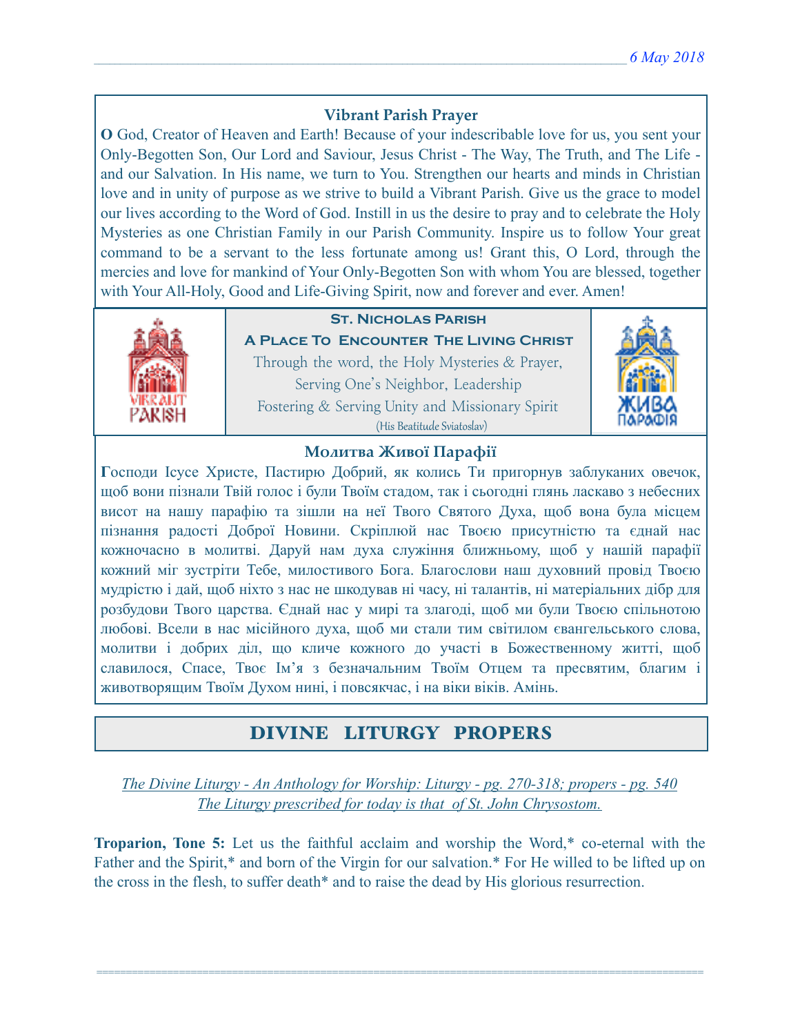### Vibrant Parish Prayer

**O** God, Creator of Heaven and Earth! Because of your indescribable love for us, you sent your Only-Begotten Son, Our Lord and Saviour, Jesus Christ - The Way, The Truth, and The Life - and our Salvation. In His name, we turn to You. Strengthen our hearts and minds in Christian love and in unity of purpose as we strive to build a Vibrant Parish. Give us the grace to model our lives according to the Word of God. Instill in us the desire to pray and to celebrate the Holy Mysteries as one Christian Family in our Parish Community. Inspire us to follow Your great command to be a servant to the less fortunate among us! Grant this, O Lord, through the mercies and love for mankind of Your Only-Begotten Son with whom You are blessed, together with Your All-Holy, Good and Life-Giving Spirit, now and forever and ever. Amen!

**St. Nicholas Parish**

**A Place To Encounter The Living Christ**

Through the word, the Holy Mysteries & Prayer,
Serving One's Neighbor, Leadership
Fostering & Serving Unity and Missionary Spirit
(His Beatitude Sviatoslav)

### Молитва Живої Парафії

**Г**осподи Ісусе Христе, Пастирю Добрий, як колись Ти пригорнув заблуканих овечок, щоб вони пізнали Твій голос і були Твоїм стадом, так і сьогодні глянь ласкаво з небесних висот на нашу парафію та зішли на неї Твого Святого Духа, щоб вона була місцем пізнання радості Доброї Новини. Скріплюй нас Твоєю присутністю та єднай нас кожночасно в молитві. Даруй нам духа служіння ближньому, щоб у нашій парафії кожний міг зустріти Тебе, милостивого Бога. Благослови наш духовний провід Твоєю мудрістю і дай, щоб ніхто з нас не шкодував ні часу, ні талантів, ні матеріальних дібр для розбудови Твого царства. Єднай нас у мирі та злагоді, щоб ми були Твоєю спільнотою любові. Всели в нас місійного духа, щоб ми стали тим світилом євангельського слова, молитви і добрих діл, що кличе кожного до участі в Божественному житті, щоб славилося, Спасе, Твоє Ім'я з безначальним Твоїм Отцем та пресвятим, благим і животворящим Твоїм Духом нині, і повсякчас, і на віки віків. Амінь.

## DIVINE LITURGY PROPERS

*The Divine Liturgy - An Anthology for Worship: Liturgy - pg. 270-318; propers - pg. 540*
*The Liturgy prescribed for today is that of St. John Chrysostom.*

**Troparion, Tone 5:** Let us the faithful acclaim and worship the Word,* co-eternal with the Father and the Spirit,* and born of the Virgin for our salvation.* For He willed to be lifted up on the cross in the flesh, to suffer death* and to raise the dead by His glorious resurrection.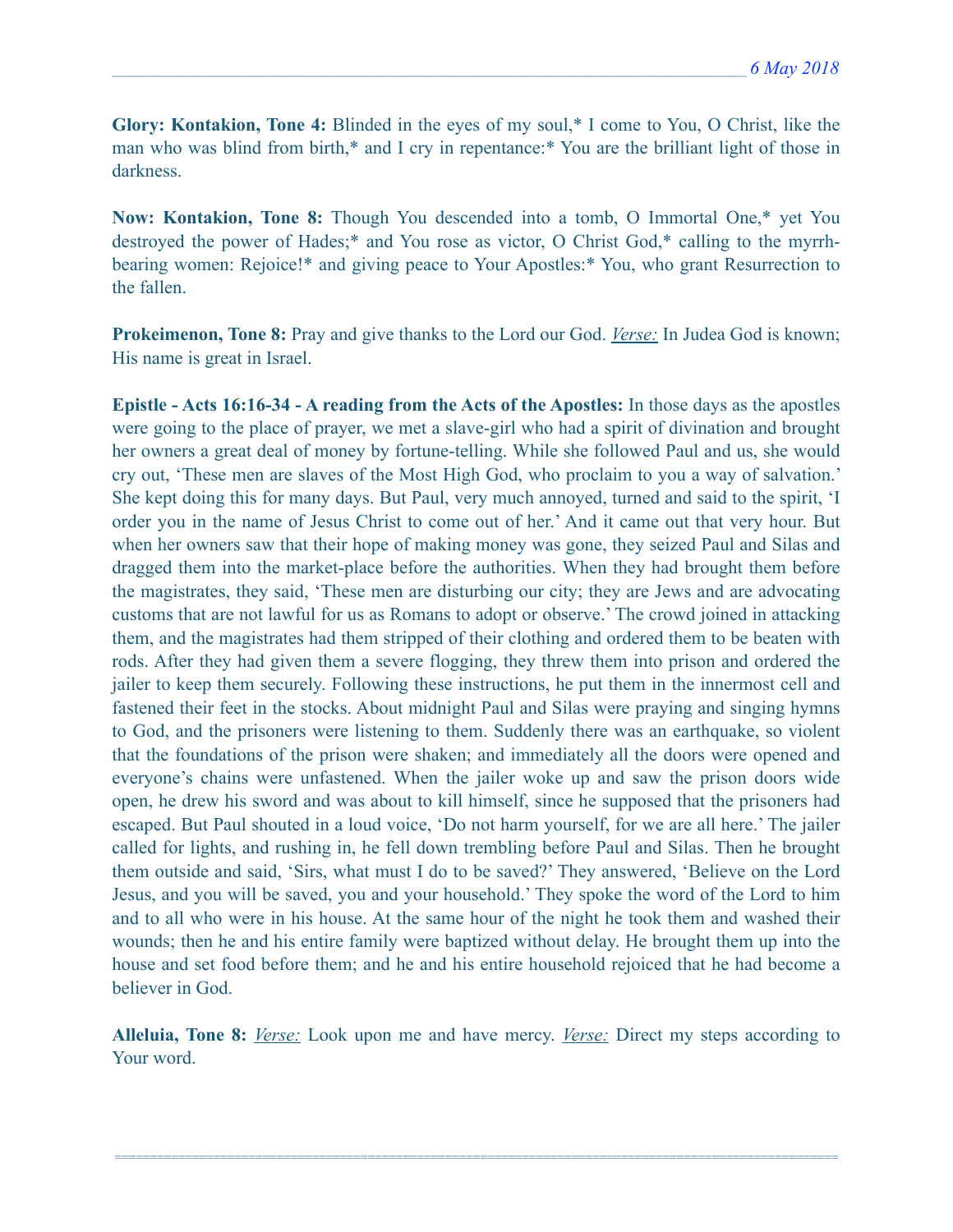**Glory: Kontakion, Tone 4:** Blinded in the eyes of my soul,* I come to You, O Christ, like the man who was blind from birth,* and I cry in repentance:* You are the brilliant light of those in darkness.

**Now: Kontakion, Tone 8:** Though You descended into a tomb, O Immortal One,* yet You destroyed the power of Hades;* and You rose as victor, O Christ God,* calling to the myrrh-bearing women: Rejoice!* and giving peace to Your Apostles:* You, who grant Resurrection to the fallen.

**Prokeimenon, Tone 8:** Pray and give thanks to the Lord our God. *Verse:* In Judea God is known; His name is great in Israel.

**Epistle - Acts 16:16-34 - A reading from the Acts of the Apostles:** In those days as the apostles were going to the place of prayer, we met a slave-girl who had a spirit of divination and brought her owners a great deal of money by fortune-telling. While she followed Paul and us, she would cry out, 'These men are slaves of the Most High God, who proclaim to you a way of salvation.' She kept doing this for many days. But Paul, very much annoyed, turned and said to the spirit, 'I order you in the name of Jesus Christ to come out of her.' And it came out that very hour. But when her owners saw that their hope of making money was gone, they seized Paul and Silas and dragged them into the market-place before the authorities. When they had brought them before the magistrates, they said, 'These men are disturbing our city; they are Jews and are advocating customs that are not lawful for us as Romans to adopt or observe.' The crowd joined in attacking them, and the magistrates had them stripped of their clothing and ordered them to be beaten with rods. After they had given them a severe flogging, they threw them into prison and ordered the jailer to keep them securely. Following these instructions, he put them in the innermost cell and fastened their feet in the stocks. About midnight Paul and Silas were praying and singing hymns to God, and the prisoners were listening to them. Suddenly there was an earthquake, so violent that the foundations of the prison were shaken; and immediately all the doors were opened and everyone's chains were unfastened. When the jailer woke up and saw the prison doors wide open, he drew his sword and was about to kill himself, since he supposed that the prisoners had escaped. But Paul shouted in a loud voice, 'Do not harm yourself, for we are all here.' The jailer called for lights, and rushing in, he fell down trembling before Paul and Silas. Then he brought them outside and said, 'Sirs, what must I do to be saved?' They answered, 'Believe on the Lord Jesus, and you will be saved, you and your household.' They spoke the word of the Lord to him and to all who were in his house. At the same hour of the night he took them and washed their wounds; then he and his entire family were baptized without delay. He brought them up into the house and set food before them; and he and his entire household rejoiced that he had become a believer in God.

**Alleluia, Tone 8:** *Verse:* Look upon me and have mercy. *Verse:* Direct my steps according to Your word.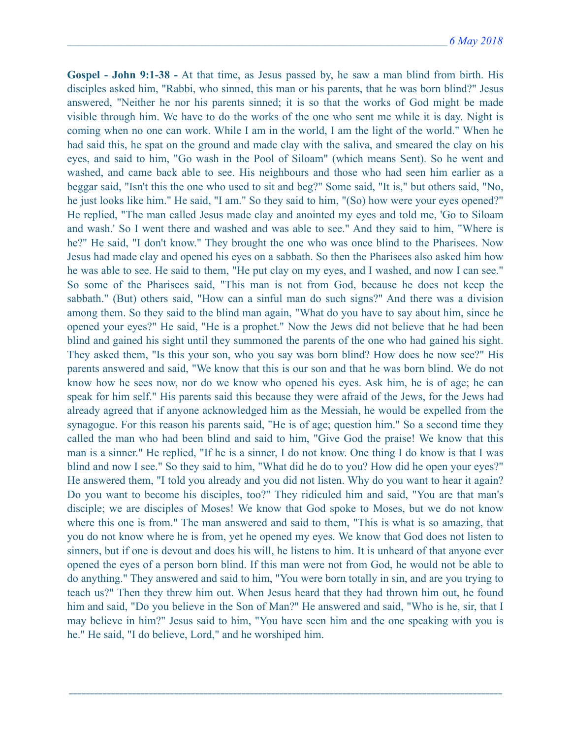**Gospel - John 9:1-38 -** At that time, as Jesus passed by, he saw a man blind from birth. His disciples asked him, "Rabbi, who sinned, this man or his parents, that he was born blind?" Jesus answered, "Neither he nor his parents sinned; it is so that the works of God might be made visible through him. We have to do the works of the one who sent me while it is day. Night is coming when no one can work. While I am in the world, I am the light of the world." When he had said this, he spat on the ground and made clay with the saliva, and smeared the clay on his eyes, and said to him, "Go wash in the Pool of Siloam" (which means Sent). So he went and washed, and came back able to see. His neighbours and those who had seen him earlier as a beggar said, "Isn't this the one who used to sit and beg?" Some said, "It is," but others said, "No, he just looks like him." He said, "I am." So they said to him, "(So) how were your eyes opened?" He replied, "The man called Jesus made clay and anointed my eyes and told me, 'Go to Siloam and wash.' So I went there and washed and was able to see." And they said to him, "Where is he?" He said, "I don't know." They brought the one who was once blind to the Pharisees. Now Jesus had made clay and opened his eyes on a sabbath. So then the Pharisees also asked him how he was able to see. He said to them, "He put clay on my eyes, and I washed, and now I can see." So some of the Pharisees said, "This man is not from God, because he does not keep the sabbath." (But) others said, "How can a sinful man do such signs?" And there was a division among them. So they said to the blind man again, "What do you have to say about him, since he opened your eyes?" He said, "He is a prophet." Now the Jews did not believe that he had been blind and gained his sight until they summoned the parents of the one who had gained his sight. They asked them, "Is this your son, who you say was born blind? How does he now see?" His parents answered and said, "We know that this is our son and that he was born blind. We do not know how he sees now, nor do we know who opened his eyes. Ask him, he is of age; he can speak for him self." His parents said this because they were afraid of the Jews, for the Jews had already agreed that if anyone acknowledged him as the Messiah, he would be expelled from the synagogue. For this reason his parents said, "He is of age; question him." So a second time they called the man who had been blind and said to him, "Give God the praise! We know that this man is a sinner." He replied, "If he is a sinner, I do not know. One thing I do know is that I was blind and now I see." So they said to him, "What did he do to you? How did he open your eyes?" He answered them, "I told you already and you did not listen. Why do you want to hear it again? Do you want to become his disciples, too?" They ridiculed him and said, "You are that man's disciple; we are disciples of Moses! We know that God spoke to Moses, but we do not know where this one is from." The man answered and said to them, "This is what is so amazing, that you do not know where he is from, yet he opened my eyes. We know that God does not listen to sinners, but if one is devout and does his will, he listens to him. It is unheard of that anyone ever opened the eyes of a person born blind. If this man were not from God, he would not be able to do anything." They answered and said to him, "You were born totally in sin, and are you trying to teach us?" Then they threw him out. When Jesus heard that they had thrown him out, he found him and said, "Do you believe in the Son of Man?" He answered and said, "Who is he, sir, that I may believe in him?" Jesus said to him, "You have seen him and the one speaking with you is he." He said, "I do believe, Lord," and he worshiped him.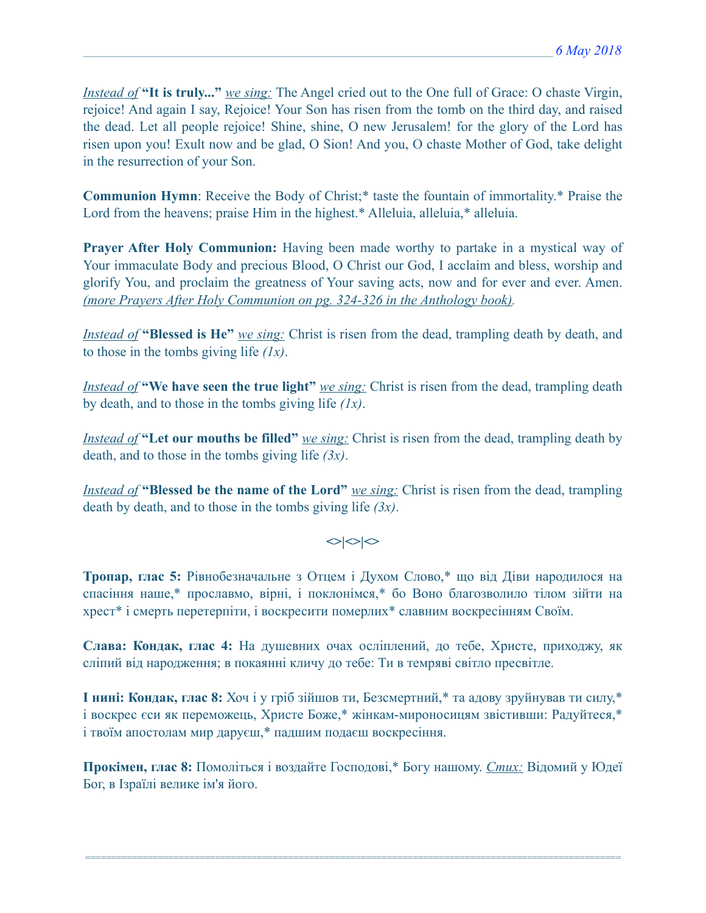*Instead of* **"It is truly..."** *we sing:* The Angel cried out to the One full of Grace: O chaste Virgin, rejoice! And again I say, Rejoice! Your Son has risen from the tomb on the third day, and raised the dead. Let all people rejoice! Shine, shine, O new Jerusalem! for the glory of the Lord has risen upon you! Exult now and be glad, O Sion! And you, O chaste Mother of God, take delight in the resurrection of your Son.

**Communion Hymn**: Receive the Body of Christ;* taste the fountain of immortality.* Praise the Lord from the heavens; praise Him in the highest.* Alleluia, alleluia,* alleluia.

**Prayer After Holy Communion:** Having been made worthy to partake in a mystical way of Your immaculate Body and precious Blood, O Christ our God, I acclaim and bless, worship and glorify You, and proclaim the greatness of Your saving acts, now and for ever and ever. Amen. *(more Prayers After Holy Communion on pg. 324-326 in the Anthology book).*

*Instead of* **"Blessed is He"** *we sing:* Christ is risen from the dead, trampling death by death, and to those in the tombs giving life *(1x)*.

*Instead of* **"We have seen the true light"** *we sing:* Christ is risen from the dead, trampling death by death, and to those in the tombs giving life *(1x)*.

*Instead of* **"Let our mouths be filled"** *we sing:* Christ is risen from the dead, trampling death by death, and to those in the tombs giving life *(3x)*.

*Instead of* **"Blessed be the name of the Lord"** *we sing:* Christ is risen from the dead, trampling death by death, and to those in the tombs giving life *(3x)*.

<>|<>|<>

**Тропар, глас 5:** Рівнобезначальне з Отцем і Духом Слово,* що від Діви народилося на спасіння наше,* прославмо, вірні, і поклонімся,* бо Воно благозволило тілом зійти на хрест* і смерть перетерпіти, і воскресити померлих* славним воскресінням Своїм.

**Слава: Кондак, глас 4:** На душевних очах осліплений, до тебе, Христе, приходжу, як сліпий від народження; в покаянні кличу до тебе: Ти в темряві світло пресвітле.

**І нині: Кондак, глас 8:** Хоч і у гріб зійшов ти, Безсмертний,* та адову зруйнував ти силу,* і воскрес єси як переможець, Христе Боже,* жінкам-мироносицям звістивши: Радуйтеся,* і твоїм апостолам мир даруєш,* падшим подаєш воскресіння.

**Прокімен, глас 8:** Помоліться і воздайте Господові,* Богу нашому. *Стих:* Відомий у Юдеї Бог, в Ізраїлі велике ім'я його.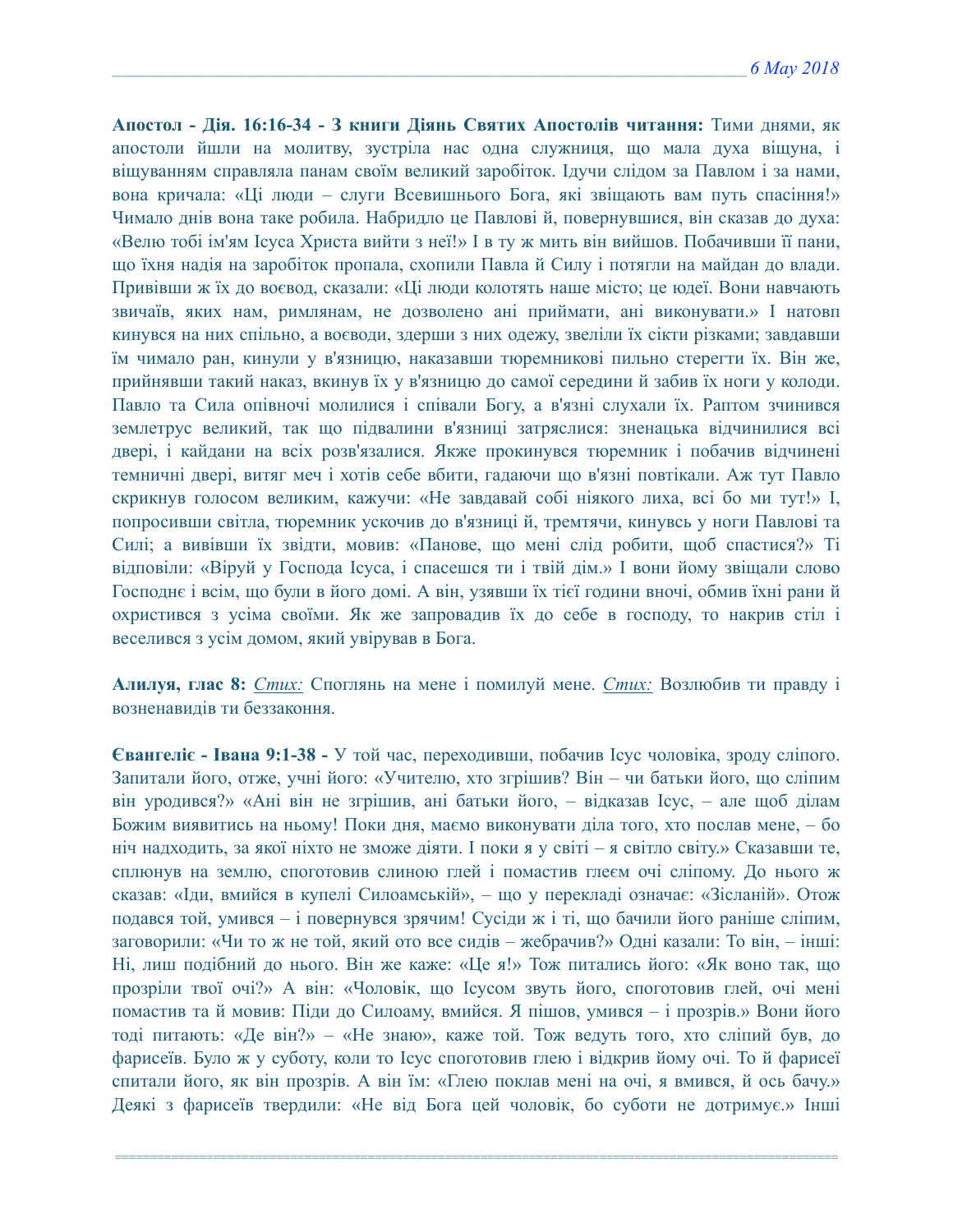**Апостол - Дія. 16:16-34 - З книги Діянь Святих Апостолів читання:** Тими днями, як апостоли йшли на молитву, зустріла нас одна служниця, що мала духа віщуна, і віщуванням справляла панам своїм великий заробіток. Ідучи слідом за Павлом і за нами, вона кричала: «Ці люди – слуги Всевишнього Бога, які звіщають вам путь спасіння!» Чимало днів вона таке робила. Набридло це Павлові й, повернувшися, він сказав до духа: «Велю тобі ім'ям Ісуса Христа вийти з неї!» І в ту ж мить він вийшов. Побачивши її пани, що їхня надія на заробіток пропала, схопили Павла й Силу і потягли на майдан до влади. Привівши ж їх до воєвод, сказали: «Ці люди колотять наше місто; це юдеї. Вони навчають звичаїв, яких нам, римлянам, не дозволено ані приймати, ані виконувати.» І натовп кинувся на них спільно, а воєводи, здерши з них одежу, звеліли їх сікти різками; завдавши їм чимало ран, кинули у в'язницю, наказавши тюремникові пильно стерегти їх. Він же, прийнявши такий наказ, вкинув їх у в'язницю до самої середини й забив їх ноги у колоди. Павло та Сила опівночі молилися і співали Богу, а в'язні слухали їх. Раптом зчинився землетрус великий, так що підвалини в'язниці затряслися: зненацька відчинилися всі двері, і кайдани на всіх розв'язалися. Якже прокинувся тюремник і побачив відчинені темничні двері, витяг меч і хотів себе вбити, гадаючи що в'язні повтікали. Аж тут Павло скрикнув голосом великим, кажучи: «Не завдавай собі ніякого лиха, всі бо ми тут!» І, попросивши світла, тюремник ускочив до в'язниці й, тремтячи, кинувсь у ноги Павлові та Силі; а вивівши їх звідти, мовив: «Панове, що мені слід робити, щоб спастися?» Ті відповіли: «Віруй у Господа Ісуса, і спасешся ти і твій дім.» І вони йому звіщали слово Господнє і всім, що були в його домі. А він, узявши їх тієї години вночі, обмив їхні рани й охристився з усіма своїми. Як же запровадив їх до себе в господу, то накрив стіл і веселився з усім домом, який увірував в Бога.

**Алилуя, глас 8:** *Стих:* Споглянь на мене і помилуй мене. *Стих:* Возлюбив ти правду і возненавидів ти беззаконня.

**Євангеліє - Івана 9:1-38 -** У той час, переходивши, побачив Ісус чоловіка, зроду сліпого. Запитали його, отже, учні його: «Учителю, хто згрішив? Він – чи батьки його, що сліпим він уродився?» «Ані він не згрішив, ані батьки його, – відказав Ісус, – але щоб ділам Божим виявитись на ньому! Поки дня, маємо виконувати діла того, хто послав мене, – бо ніч надходить, за якої ніхто не зможе діяти. І поки я у світі – я світло світу.» Сказавши те, сплюнув на землю, споготовив слиною глей і помастив глеєм очі сліпому. До нього ж сказав: «Іди, вмийся в купелі Силоамській», – що у перекладі означає: «Зісланій». Отож подався той, умився – і повернувся зрячим! Сусіди ж і ті, що бачили його раніше сліпим, заговорили: «Чи то ж не той, який ото все сидів – жебрачив?» Одні казали: То він, – інші: Ні, лиш подібний до нього. Він же каже: «Це я!» Тож питались його: «Як воно так, що прозріли твої очі?» А він: «Чоловік, що Ісусом звуть його, споготовив глей, очі мені помастив та й мовив: Піди до Силоаму, вмийся. Я пішов, умився – і прозрів.» Вони його тоді питають: «Де він?» – «Не знаю», каже той. Тож ведуть того, хто сліпий був, до фарисеїв. Було ж у суботу, коли то Ісус споготовив глею і відкрив йому очі. То й фарисеї спитали його, як він прозрів. А він їм: «Глею поклав мені на очі, я вмився, й ось бачу.» Деякі з фарисеїв твердили: «Не від Бога цей чоловік, бо суботи не дотримує.» Інші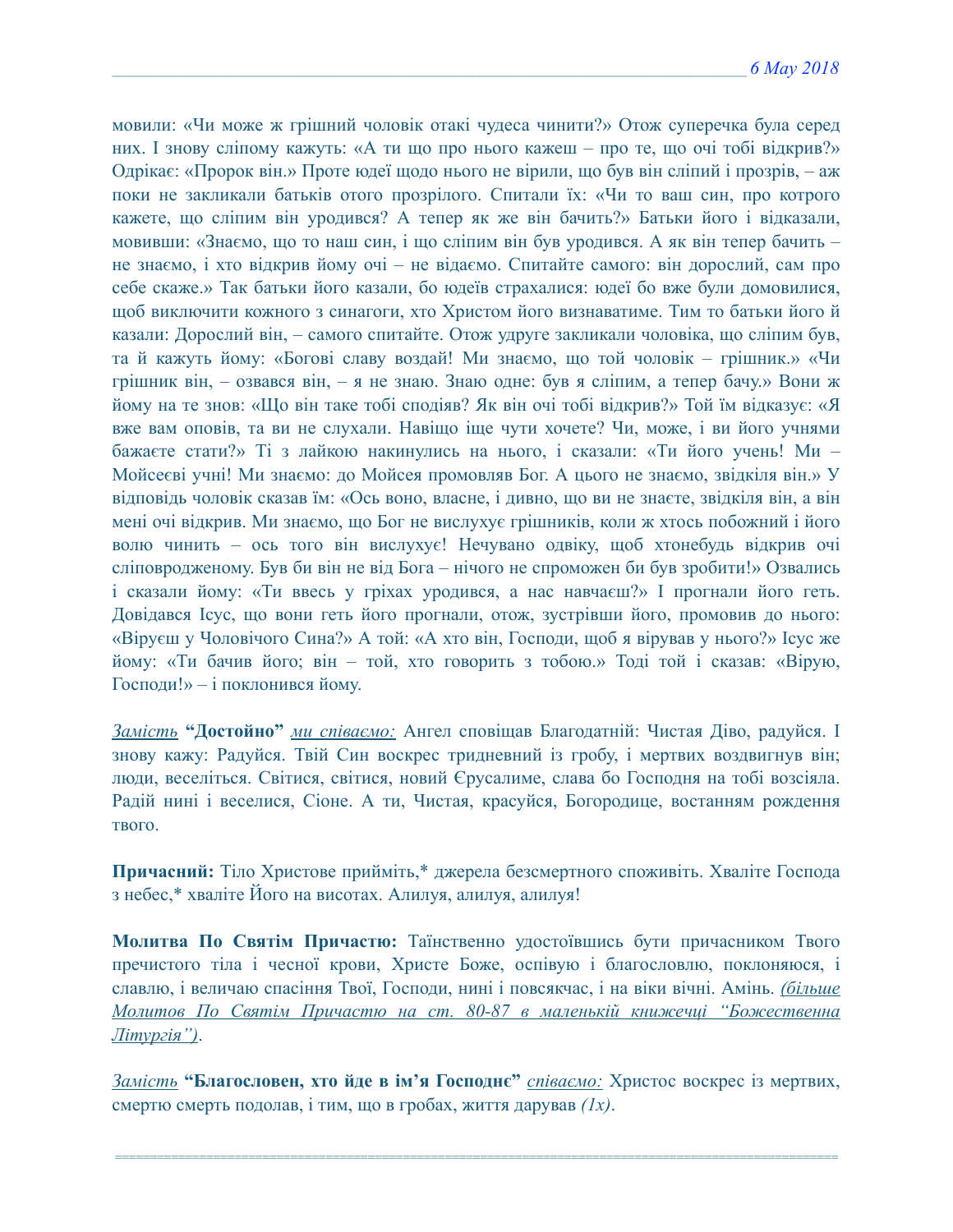мовили: «Чи може ж грішний чоловік отакі чудеса чинити?» Отож суперечка була серед них. І знову сліпому кажуть: «А ти що про нього кажеш – про те, що очі тобі відкрив?» Одрікає: «Пророк він.» Проте юдеї щодо нього не вірили, що був він сліпий і прозрів, – аж поки не закликали батьків отого прозрілого. Спитали їх: «Чи то ваш син, про котрого кажете, що сліпим він уродився? А тепер як же він бачить?» Батьки його і відказали, мовивши: «Знаємо, що то наш син, і що сліпим він був уродився. А як він тепер бачить – не знаємо, і хто відкрив йому очі – не відаємо. Спитайте самого: він дорослий, сам про себе скаже.» Так батьки його казали, бо юдеїв страхалися: юдеї бо вже були домовилися, щоб виключити кожного з синагоги, хто Христом його визнаватиме. Тим то батьки його й казали: Дорослий він, – самого спитайте. Отож удруге закликали чоловіка, що сліпим був, та й кажуть йому: «Богові славу воздай! Ми знаємо, що той чоловік – грішник.» «Чи грішник він, – озвався він, – я не знаю. Знаю одне: був я сліпим, а тепер бачу.» Вони ж йому на те знов: «Що він таке тобі сподіяв? Як він очі тобі відкрив?» Той їм відказує: «Я вже вам оповів, та ви не слухали. Навіщо іще чути хочете? Чи, може, і ви його учнями бажаєте стати?» Ті з лайкою накинулись на нього, і сказали: «Ти його учень! Ми – Мойсеєві учні! Ми знаємо: до Мойсея промовляв Бог. А цього не знаємо, звідкіля він.» У відповідь чоловік сказав їм: «Ось воно, власне, і дивно, що ви не знаєте, звідкіля він, а він мені очі відкрив. Ми знаємо, що Бог не вислухує грішників, коли ж хтось побожний і його волю чинить – ось того він вислухує! Нечувано одвіку, щоб хтонебудь відкрив очі сліповродженому. Був би він не від Бога – нічого не спроможен би був зробити!» Озвались і сказали йому: «Ти ввесь у гріхах уродився, а нас навчаєш?» І прогнали його геть. Довідався Ісус, що вони геть його прогнали, отож, зустрівши його, промовив до нього: «Віруєш у Чоловічого Сина?» А той: «А хто він, Господи, щоб я вірував у нього?» Ісус же йому: «Ти бачив його; він – той, хто говорить з тобою.» Тоді той і сказав: «Вірую, Господи!» – і поклонився йому.

*Замість* **"Достойно"** *ми співаємо:* Ангел сповіщав Благодатній: Чистая Діво, радуйся. І знову кажу: Радуйся. Твій Син воскрес тридневний із гробу, і мертвих воздвигнув він; люди, веселіться. Світися, світися, новий Єрусалиме, слава бо Господня на тобі возсіяла. Радій нині і веселися, Сіоне. А ти, Чистая, красуйся, Богородице, востанням рождення твого.

**Причасний:** Тіло Христове прийміть,* джерела безсмертного споживіть. Хваліте Господа з небес,* хваліте Його на висотах. Алилуя, алилуя, алилуя!

**Молитва По Святім Причастю:** Таїнственно удостоївшись бути причасником Твого пречистого тіла і чесної крови, Христе Боже, оспівую і благословлю, поклоняюся, і славлю, і величаю спасіння Твої, Господи, нині і повсякчас, і на віки вічні. Амінь. *(більше Молитов По Святім Причастю на ст. 80-87 в маленькій книжечці "Божественна Літургія")*.

*Замість* **"Благословен, хто йде в ім'я Господнє"** *співаємо:* Христос воскрес із мертвих, смертю смерть подолав, і тим, що в гробах, життя дарував *(1x)*.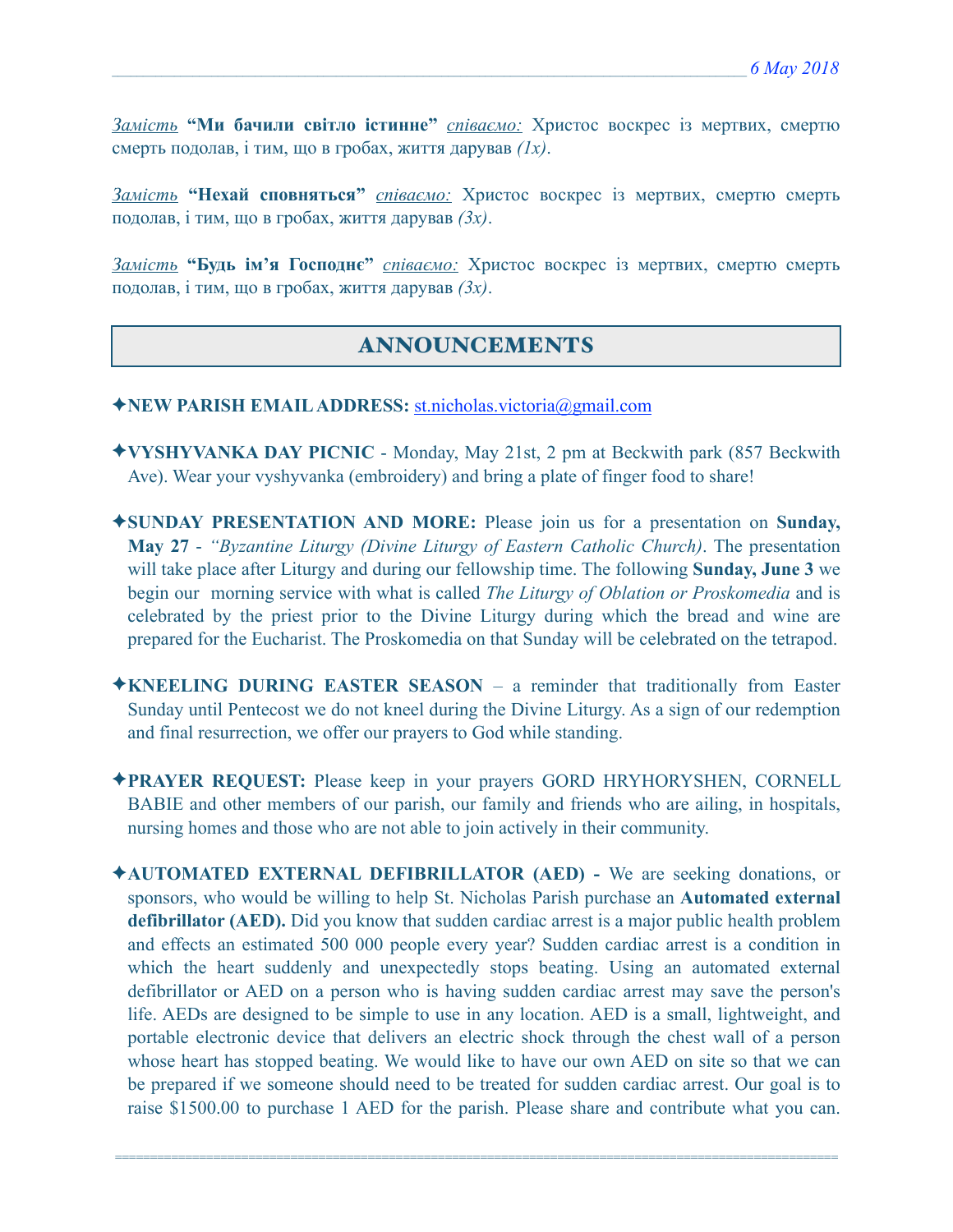*Замість* **"Ми бачили світло істинне"** *співаємо:* Христос воскрес із мертвих, смертю смерть подолав, і тим, що в гробах, життя дарував *(1x)*.

*Замість* **"Нехай сповняться"** *співаємо:* Христос воскрес із мертвих, смертю смерть подолав, і тим, що в гробах, життя дарував *(3x)*.

*Замість* **"Будь ім'я Господнє"** *співаємо:* Христос воскрес із мертвих, смертю смерть подолав, і тим, що в гробах, життя дарував *(3x)*.

## ANNOUNCEMENTS

✦**NEW PARISH EMAIL ADDRESS:** st.nicholas.victoria@gmail.com

✦**VYSHYVANKA DAY PICNIC** - Monday, May 21st, 2 pm at Beckwith park (857 Beckwith Ave). Wear your vyshyvanka (embroidery) and bring a plate of finger food to share!

✦**SUNDAY PRESENTATION AND MORE:** Please join us for a presentation on **Sunday, May 27** - *"Byzantine Liturgy (Divine Liturgy of Eastern Catholic Church)*. The presentation will take place after Liturgy and during our fellowship time. The following **Sunday, June 3** we begin our morning service with what is called *The Liturgy of Oblation or Proskomedia* and is celebrated by the priest prior to the Divine Liturgy during which the bread and wine are prepared for the Eucharist. The Proskomedia on that Sunday will be celebrated on the tetrapod.

✦**KNEELING DURING EASTER SEASON** – a reminder that traditionally from Easter Sunday until Pentecost we do not kneel during the Divine Liturgy. As a sign of our redemption and final resurrection, we offer our prayers to God while standing.

✦**PRAYER REQUEST:** Please keep in your prayers GORD HRYHORYSHEN, CORNELL BABIE and other members of our parish, our family and friends who are ailing, in hospitals, nursing homes and those who are not able to join actively in their community.

✦**AUTOMATED EXTERNAL DEFIBRILLATOR (AED) -** We are seeking donations, or sponsors, who would be willing to help St. Nicholas Parish purchase an **Automated external defibrillator (AED).** Did you know that sudden cardiac arrest is a major public health problem and effects an estimated 500 000 people every year? Sudden cardiac arrest is a condition in which the heart suddenly and unexpectedly stops beating. Using an automated external defibrillator or AED on a person who is having sudden cardiac arrest may save the person's life. AEDs are designed to be simple to use in any location. AED is a small, lightweight, and portable electronic device that delivers an electric shock through the chest wall of a person whose heart has stopped beating. We would like to have our own AED on site so that we can be prepared if we someone should need to be treated for sudden cardiac arrest. Our goal is to raise $1500.00 to purchase 1 AED for the parish. Please share and contribute what you can.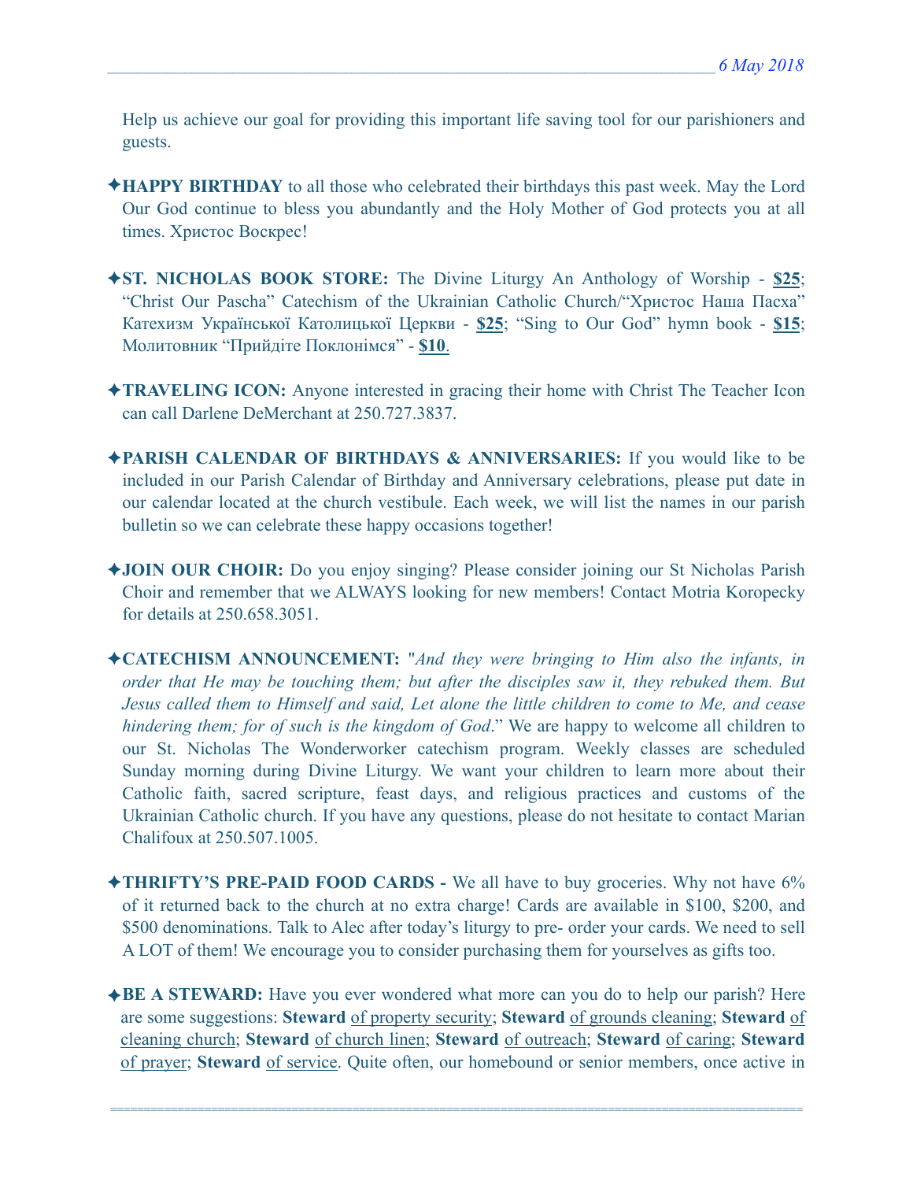Help us achieve our goal for providing this important life saving tool for our parishioners and guests.

✦**HAPPY BIRTHDAY** to all those who celebrated their birthdays this past week. May the Lord Our God continue to bless you abundantly and the Holy Mother of God protects you at all times. Христос Воскрес!

✦**ST. NICHOLAS BOOK STORE:** The Divine Liturgy An Anthology of Worship - **$25**; "Christ Our Pascha" Catechism of the Ukrainian Catholic Church/"Христос Наша Пасха" Катехизм Української Католицької Церкви - **$25**; "Sing to Our God" hymn book - **$15**; Молитовник "Прийдіте Поклонімся" - **$10**.

✦**TRAVELING ICON:** Anyone interested in gracing their home with Christ The Teacher Icon can call Darlene DeMerchant at 250.727.3837.

✦**PARISH CALENDAR OF BIRTHDAYS & ANNIVERSARIES:** If you would like to be included in our Parish Calendar of Birthday and Anniversary celebrations, please put date in our calendar located at the church vestibule. Each week, we will list the names in our parish bulletin so we can celebrate these happy occasions together!

✦**JOIN OUR CHOIR:** Do you enjoy singing? Please consider joining our St Nicholas Parish Choir and remember that we ALWAYS looking for new members! Contact Motria Koropecky for details at 250.658.3051.

✦**CATECHISM ANNOUNCEMENT:** "*And they were bringing to Him also the infants, in order that He may be touching them; but after the disciples saw it, they rebuked them. But Jesus called them to Himself and said, Let alone the little children to come to Me, and cease hindering them; for of such is the kingdom of God*." We are happy to welcome all children to our St. Nicholas The Wonderworker catechism program. Weekly classes are scheduled Sunday morning during Divine Liturgy. We want your children to learn more about their Catholic faith, sacred scripture, feast days, and religious practices and customs of the Ukrainian Catholic church. If you have any questions, please do not hesitate to contact Marian Chalifoux at 250.507.1005.

✦**THRIFTY'S PRE-PAID FOOD CARDS -** We all have to buy groceries. Why not have 6% of it returned back to the church at no extra charge! Cards are available in $100, $200, and $500 denominations. Talk to Alec after today's liturgy to pre- order your cards. We need to sell A LOT of them! We encourage you to consider purchasing them for yourselves as gifts too.

✦**BE A STEWARD:** Have you ever wondered what more can you do to help our parish? Here are some suggestions: **Steward** of property security; **Steward** of grounds cleaning; **Steward** of cleaning church; **Steward** of church linen; **Steward** of outreach; **Steward** of caring; **Steward** of prayer; **Steward** of service. Quite often, our homebound or senior members, once active in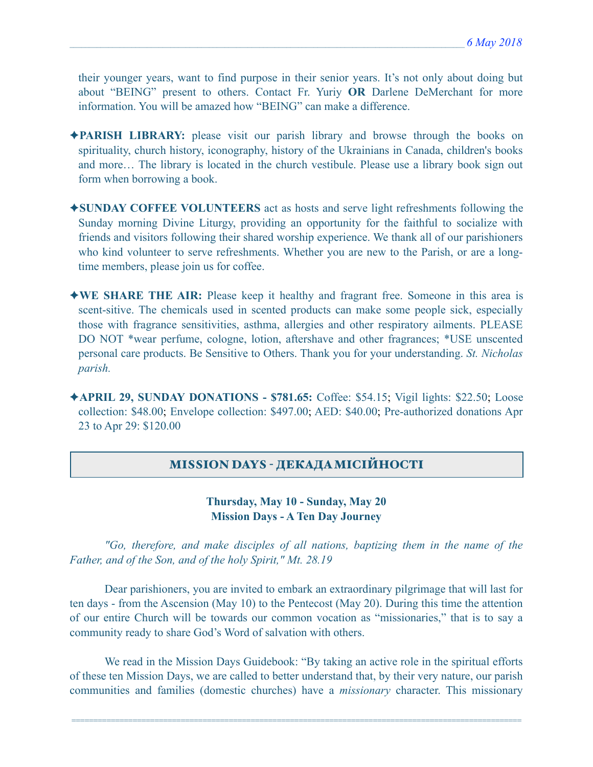their younger years, want to find purpose in their senior years. It's not only about doing but about "BEING" present to others. Contact Fr. Yuriy **OR** Darlene DeMerchant for more information. You will be amazed how "BEING" can make a difference.

✦**PARISH LIBRARY:** please visit our parish library and browse through the books on spirituality, church history, iconography, history of the Ukrainians in Canada, children's books and more… The library is located in the church vestibule. Please use a library book sign out form when borrowing a book.

✦**SUNDAY COFFEE VOLUNTEERS** act as hosts and serve light refreshments following the Sunday morning Divine Liturgy, providing an opportunity for the faithful to socialize with friends and visitors following their shared worship experience. We thank all of our parishioners who kind volunteer to serve refreshments. Whether you are new to the Parish, or are a long-time members, please join us for coffee.

✦**WE SHARE THE AIR:** Please keep it healthy and fragrant free. Someone in this area is scent-sitive. The chemicals used in scented products can make some people sick, especially those with fragrance sensitivities, asthma, allergies and other respiratory ailments. PLEASE DO NOT *wear perfume, cologne, lotion, aftershave and other fragrances; *USE unscented personal care products. Be Sensitive to Others. Thank you for your understanding. *St. Nicholas parish.*

✦**APRIL 29, SUNDAY DONATIONS - $781.65:** Coffee: $54.15; Vigil lights: $22.50; Loose collection: $48.00; Envelope collection: $497.00; AED: $40.00; Pre-authorized donations Apr 23 to Apr 29: $120.00

## MISSION DAYS - ДЕКАДА МІСІЙНОСТІ

**Thursday, May 10 - Sunday, May 20**
**Mission Days - A Ten Day Journey**

*"Go, therefore, and make disciples of all nations, baptizing them in the name of the Father, and of the Son, and of the holy Spirit," Mt. 28.19*

Dear parishioners, you are invited to embark an extraordinary pilgrimage that will last for ten days - from the Ascension (May 10) to the Pentecost (May 20). During this time the attention of our entire Church will be towards our common vocation as "missionaries," that is to say a community ready to share God's Word of salvation with others.

We read in the Mission Days Guidebook: "By taking an active role in the spiritual efforts of these ten Mission Days, we are called to better understand that, by their very nature, our parish communities and families (domestic churches) have a *missionary* character. This missionary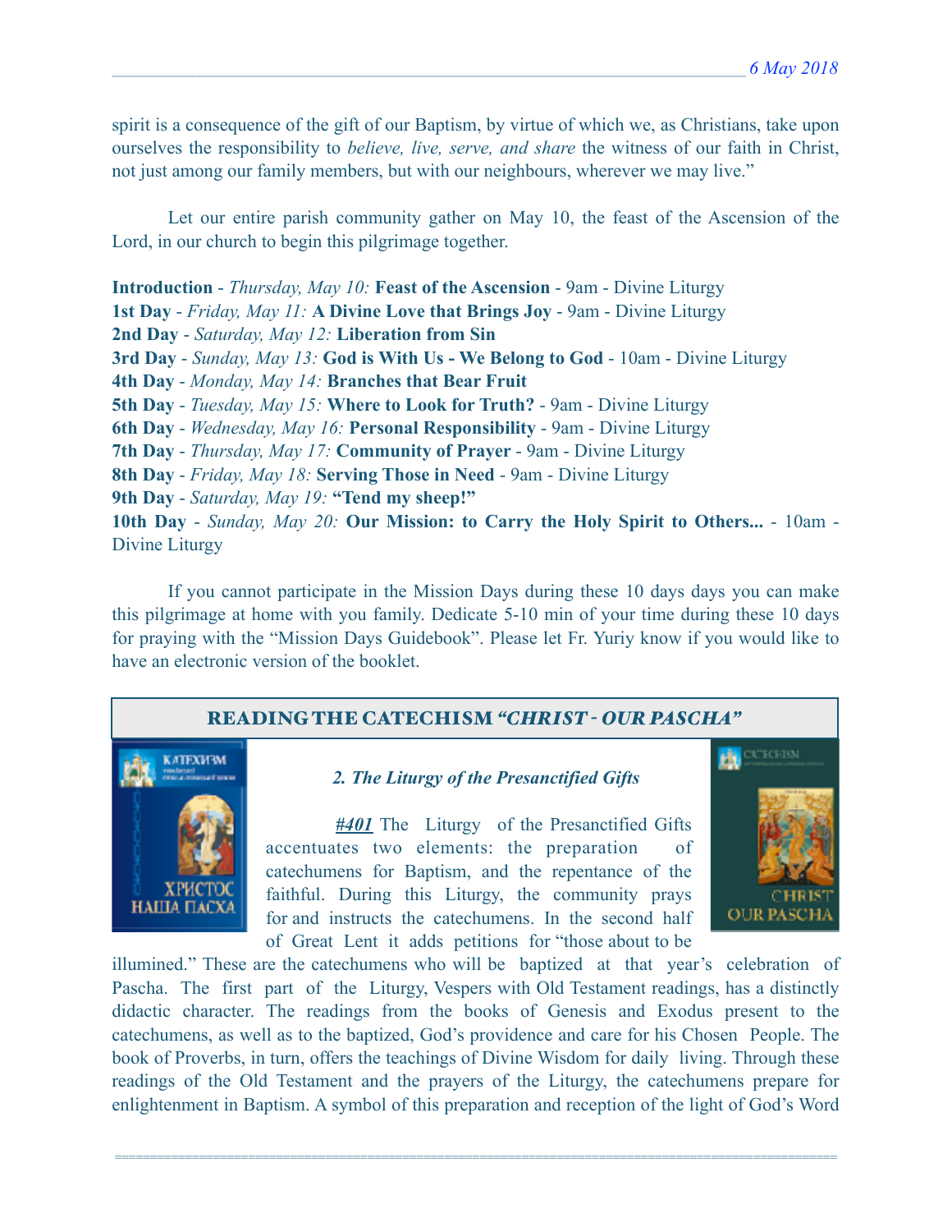spirit is a consequence of the gift of our Baptism, by virtue of which we, as Christians, take upon ourselves the responsibility to *believe, live, serve, and share* the witness of our faith in Christ, not just among our family members, but with our neighbours, wherever we may live."

Let our entire parish community gather on May 10, the feast of the Ascension of the Lord, in our church to begin this pilgrimage together.

**Introduction** - *Thursday, May 10:* **Feast of the Ascension** - 9am - Divine Liturgy
**1st Day** - *Friday, May 11:* **A Divine Love that Brings Joy** - 9am - Divine Liturgy
**2nd Day** - *Saturday, May 12:* **Liberation from Sin**
**3rd Day** - *Sunday, May 13:* **God is With Us - We Belong to God** - 10am - Divine Liturgy
**4th Day** - *Monday, May 14:* **Branches that Bear Fruit**
**5th Day** - *Tuesday, May 15:* **Where to Look for Truth?** - 9am - Divine Liturgy
**6th Day** - *Wednesday, May 16:* **Personal Responsibility** - 9am - Divine Liturgy
**7th Day** - *Thursday, May 17:* **Community of Prayer** - 9am - Divine Liturgy
**8th Day** - *Friday, May 18:* **Serving Those in Need** - 9am - Divine Liturgy
**9th Day** - *Saturday, May 19:* **"Tend my sheep!"**
**10th Day** - *Sunday, May 20:* **Our Mission: to Carry the Holy Spirit to Others...** - 10am - Divine Liturgy

If you cannot participate in the Mission Days during these 10 days days you can make this pilgrimage at home with you family. Dedicate 5-10 min of your time during these 10 days for praying with the "Mission Days Guidebook". Please let Fr. Yuriy know if you would like to have an electronic version of the booklet.

## READING THE CATECHISM *"CHRIST - OUR PASCHA"*

### *2. The Liturgy of the Presanctified Gifts*

***#401*** The Liturgy of the Presanctified Gifts accentuates two elements: the preparation of catechumens for Baptism, and the repentance of the faithful. During this Liturgy, the community prays for and instructs the catechumens. In the second half of Great Lent it adds petitions for "those about to be illumined." These are the catechumens who will be baptized at that year's celebration of Pascha. The first part of the Liturgy, Vespers with Old Testament readings, has a distinctly didactic character. The readings from the books of Genesis and Exodus present to the catechumens, as well as to the baptized, God's providence and care for his Chosen People. The book of Proverbs, in turn, offers the teachings of Divine Wisdom for daily living. Through these readings of the Old Testament and the prayers of the Liturgy, the catechumens prepare for enlightenment in Baptism. A symbol of this preparation and reception of the light of God's Word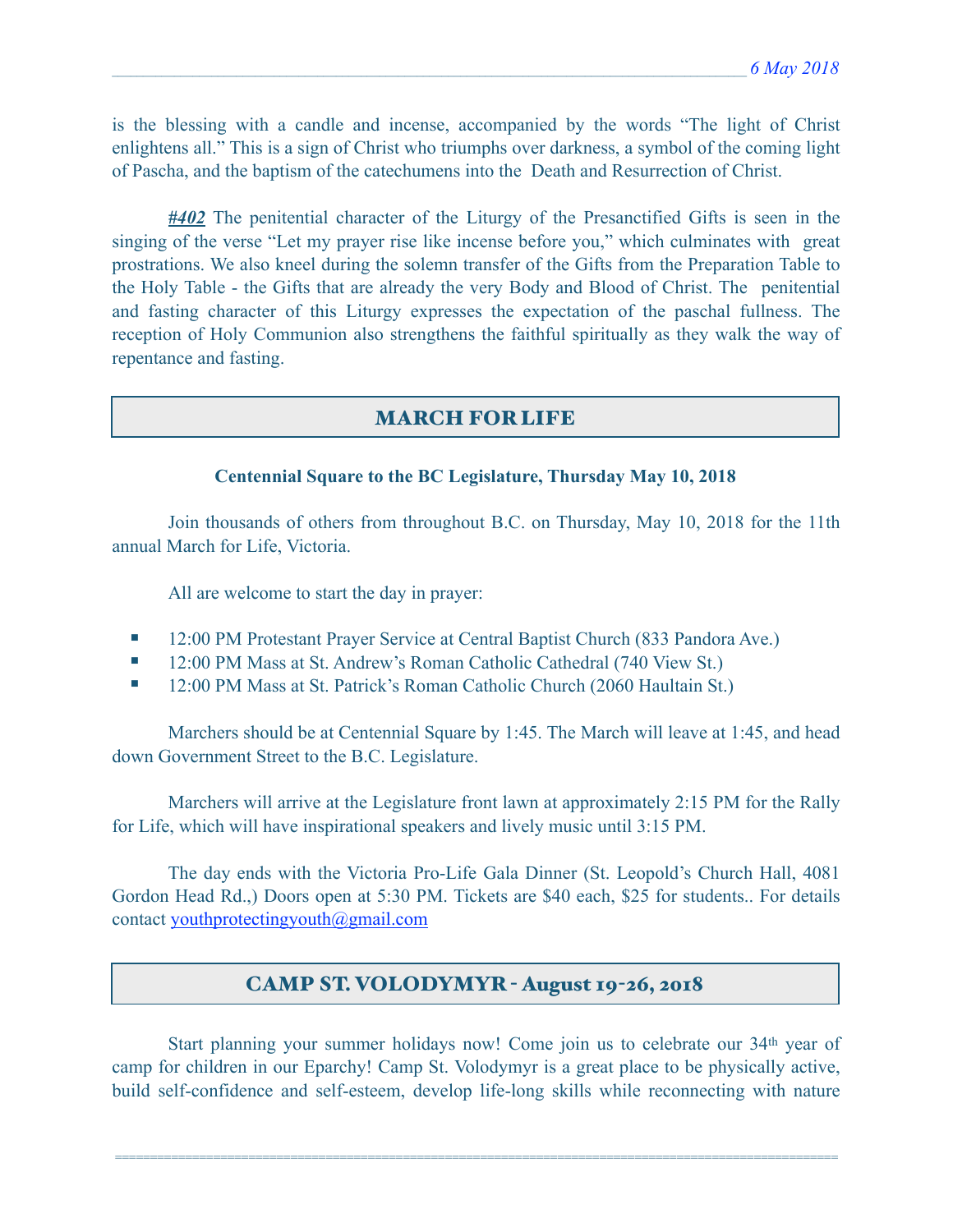is the blessing with a candle and incense, accompanied by the words "The light of Christ enlightens all." This is a sign of Christ who triumphs over darkness, a symbol of the coming light of Pascha, and the baptism of the catechumens into the Death and Resurrection of Christ.

***#402*** The penitential character of the Liturgy of the Presanctified Gifts is seen in the singing of the verse "Let my prayer rise like incense before you," which culminates with great prostrations. We also kneel during the solemn transfer of the Gifts from the Preparation Table to the Holy Table - the Gifts that are already the very Body and Blood of Christ. The penitential and fasting character of this Liturgy expresses the expectation of the paschal fullness. The reception of Holy Communion also strengthens the faithful spiritually as they walk the way of repentance and fasting.

## MARCH FOR LIFE

**Centennial Square to the BC Legislature, Thursday May 10, 2018**

Join thousands of others from throughout B.C. on Thursday, May 10, 2018 for the 11th annual March for Life, Victoria.

All are welcome to start the day in prayer:

- 12:00 PM Protestant Prayer Service at Central Baptist Church (833 Pandora Ave.)
- 12:00 PM Mass at St. Andrew's Roman Catholic Cathedral (740 View St.)
- 12:00 PM Mass at St. Patrick's Roman Catholic Church (2060 Haultain St.)

Marchers should be at Centennial Square by 1:45. The March will leave at 1:45, and head down Government Street to the B.C. Legislature.

Marchers will arrive at the Legislature front lawn at approximately 2:15 PM for the Rally for Life, which will have inspirational speakers and lively music until 3:15 PM.

The day ends with the Victoria Pro-Life Gala Dinner (St. Leopold's Church Hall, 4081 Gordon Head Rd.,) Doors open at 5:30 PM. Tickets are $40 each, $25 for students.. For details contact youthprotectingyouth@gmail.com

## CAMP ST. VOLODYMYR - August 19-26, 2018

Start planning your summer holidays now! Come join us to celebrate our 34th year of camp for children in our Eparchy! Camp St. Volodymyr is a great place to be physically active, build self-confidence and self-esteem, develop life-long skills while reconnecting with nature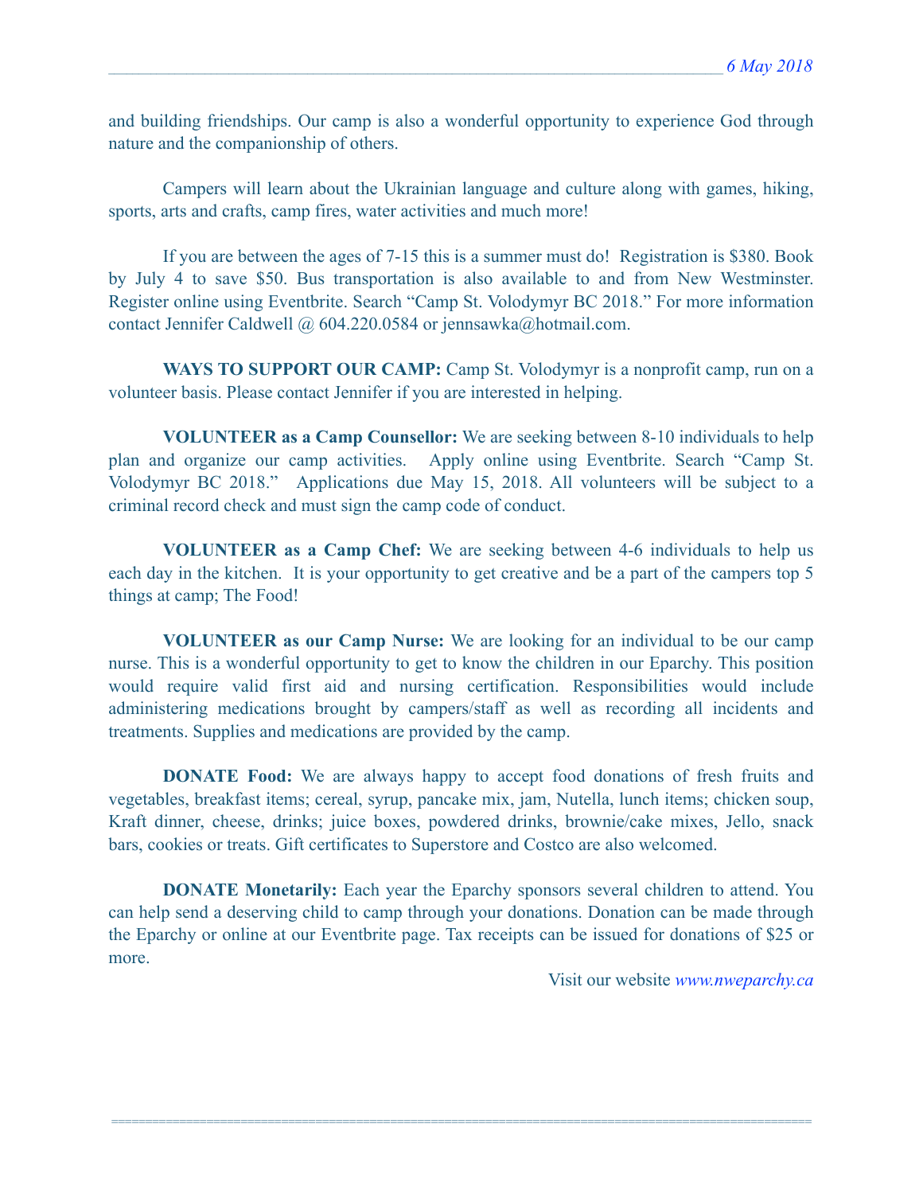and building friendships. Our camp is also a wonderful opportunity to experience God through nature and the companionship of others.

Campers will learn about the Ukrainian language and culture along with games, hiking, sports, arts and crafts, camp fires, water activities and much more!

If you are between the ages of 7-15 this is a summer must do! Registration is $380. Book by July 4 to save $50. Bus transportation is also available to and from New Westminster. Register online using Eventbrite. Search "Camp St. Volodymyr BC 2018." For more information contact Jennifer Caldwell @ 604.220.0584 or jennsawka@hotmail.com.

**WAYS TO SUPPORT OUR CAMP:** Camp St. Volodymyr is a nonprofit camp, run on a volunteer basis. Please contact Jennifer if you are interested in helping.

**VOLUNTEER as a Camp Counsellor:** We are seeking between 8-10 individuals to help plan and organize our camp activities. Apply online using Eventbrite. Search "Camp St. Volodymyr BC 2018." Applications due May 15, 2018. All volunteers will be subject to a criminal record check and must sign the camp code of conduct.

**VOLUNTEER as a Camp Chef:** We are seeking between 4-6 individuals to help us each day in the kitchen. It is your opportunity to get creative and be a part of the campers top 5 things at camp; The Food!

**VOLUNTEER as our Camp Nurse:** We are looking for an individual to be our camp nurse. This is a wonderful opportunity to get to know the children in our Eparchy. This position would require valid first aid and nursing certification. Responsibilities would include administering medications brought by campers/staff as well as recording all incidents and treatments. Supplies and medications are provided by the camp.

**DONATE Food:** We are always happy to accept food donations of fresh fruits and vegetables, breakfast items; cereal, syrup, pancake mix, jam, Nutella, lunch items; chicken soup, Kraft dinner, cheese, drinks; juice boxes, powdered drinks, brownie/cake mixes, Jello, snack bars, cookies or treats. Gift certificates to Superstore and Costco are also welcomed.

**DONATE Monetarily:** Each year the Eparchy sponsors several children to attend. You can help send a deserving child to camp through your donations. Donation can be made through the Eparchy or online at our Eventbrite page. Tax receipts can be issued for donations of $25 or more.

Visit our website *www.nweparchy.ca*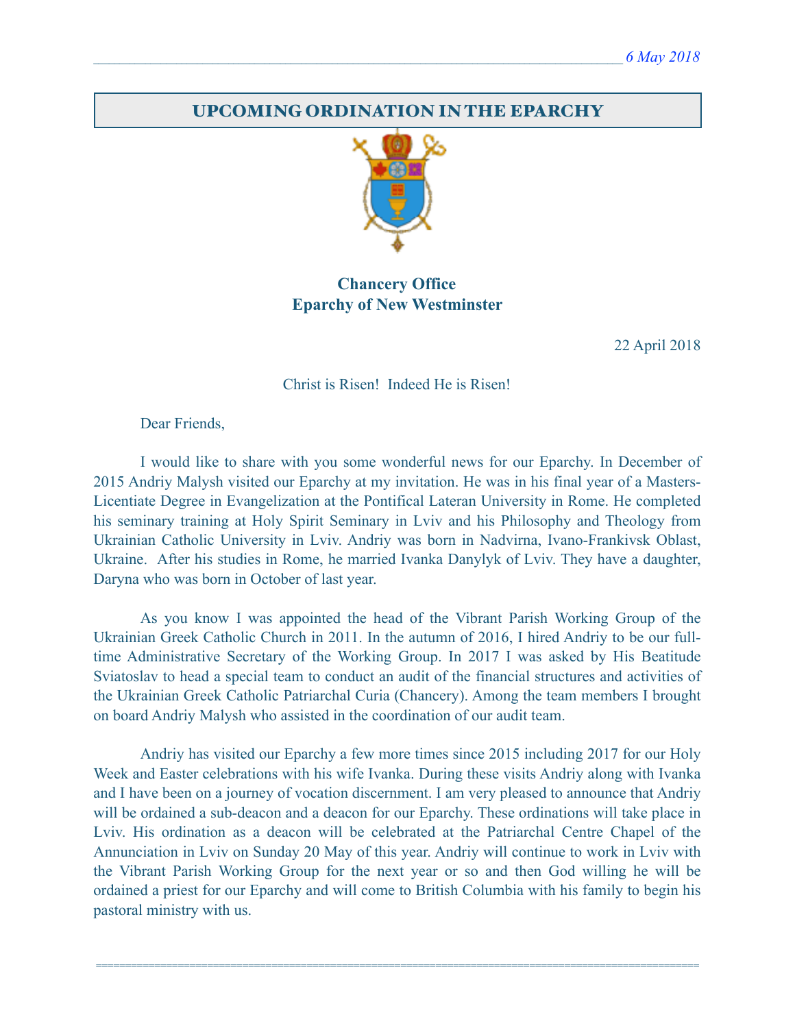## UPCOMING ORDINATION IN THE EPARCHY

**Chancery Office**
**Eparchy of New Westminster**

22 April 2018

Christ is Risen! Indeed He is Risen!

Dear Friends,

I would like to share with you some wonderful news for our Eparchy. In December of 2015 Andriy Malysh visited our Eparchy at my invitation. He was in his final year of a Masters-Licentiate Degree in Evangelization at the Pontifical Lateran University in Rome. He completed his seminary training at Holy Spirit Seminary in Lviv and his Philosophy and Theology from Ukrainian Catholic University in Lviv. Andriy was born in Nadvirna, Ivano-Frankivsk Oblast, Ukraine. After his studies in Rome, he married Ivanka Danylyk of Lviv. They have a daughter, Daryna who was born in October of last year.

As you know I was appointed the head of the Vibrant Parish Working Group of the Ukrainian Greek Catholic Church in 2011. In the autumn of 2016, I hired Andriy to be our full-time Administrative Secretary of the Working Group. In 2017 I was asked by His Beatitude Sviatoslav to head a special team to conduct an audit of the financial structures and activities of the Ukrainian Greek Catholic Patriarchal Curia (Chancery). Among the team members I brought on board Andriy Malysh who assisted in the coordination of our audit team.

Andriy has visited our Eparchy a few more times since 2015 including 2017 for our Holy Week and Easter celebrations with his wife Ivanka. During these visits Andriy along with Ivanka and I have been on a journey of vocation discernment. I am very pleased to announce that Andriy will be ordained a sub-deacon and a deacon for our Eparchy. These ordinations will take place in Lviv. His ordination as a deacon will be celebrated at the Patriarchal Centre Chapel of the Annunciation in Lviv on Sunday 20 May of this year. Andriy will continue to work in Lviv with the Vibrant Parish Working Group for the next year or so and then God willing he will be ordained a priest for our Eparchy and will come to British Columbia with his family to begin his pastoral ministry with us.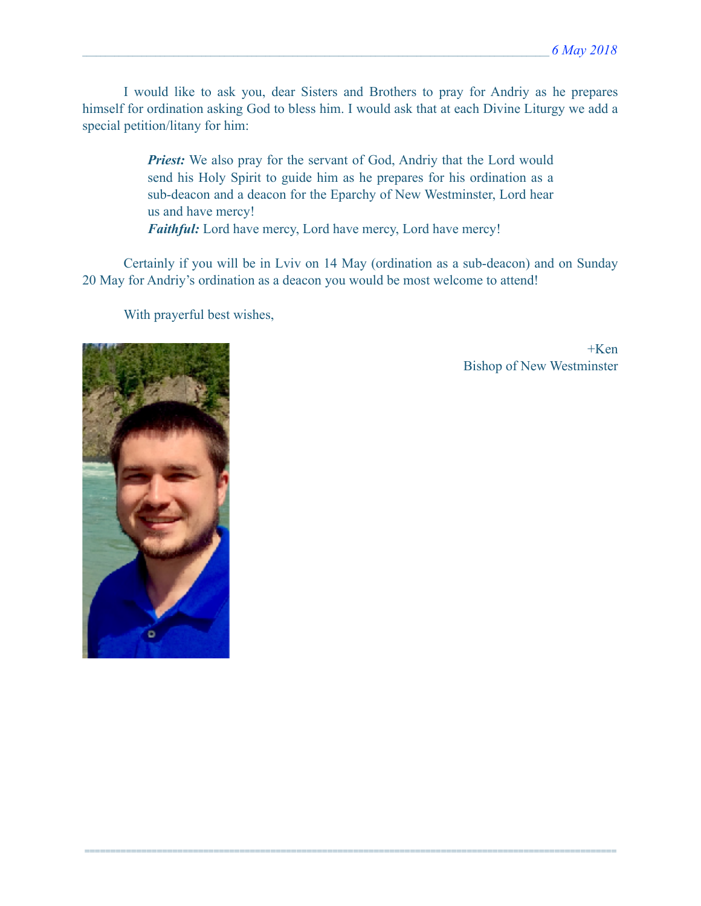I would like to ask you, dear Sisters and Brothers to pray for Andriy as he prepares himself for ordination asking God to bless him. I would ask that at each Divine Liturgy we add a special petition/litany for him:

> ***Priest:*** We also pray for the servant of God, Andriy that the Lord would send his Holy Spirit to guide him as he prepares for his ordination as a sub-deacon and a deacon for the Eparchy of New Westminster, Lord hear us and have mercy!
> ***Faithful:*** Lord have mercy, Lord have mercy, Lord have mercy!

Certainly if you will be in Lviv on 14 May (ordination as a sub-deacon) and on Sunday 20 May for Andriy's ordination as a deacon you would be most welcome to attend!

With prayerful best wishes,

+Ken
Bishop of New Westminster